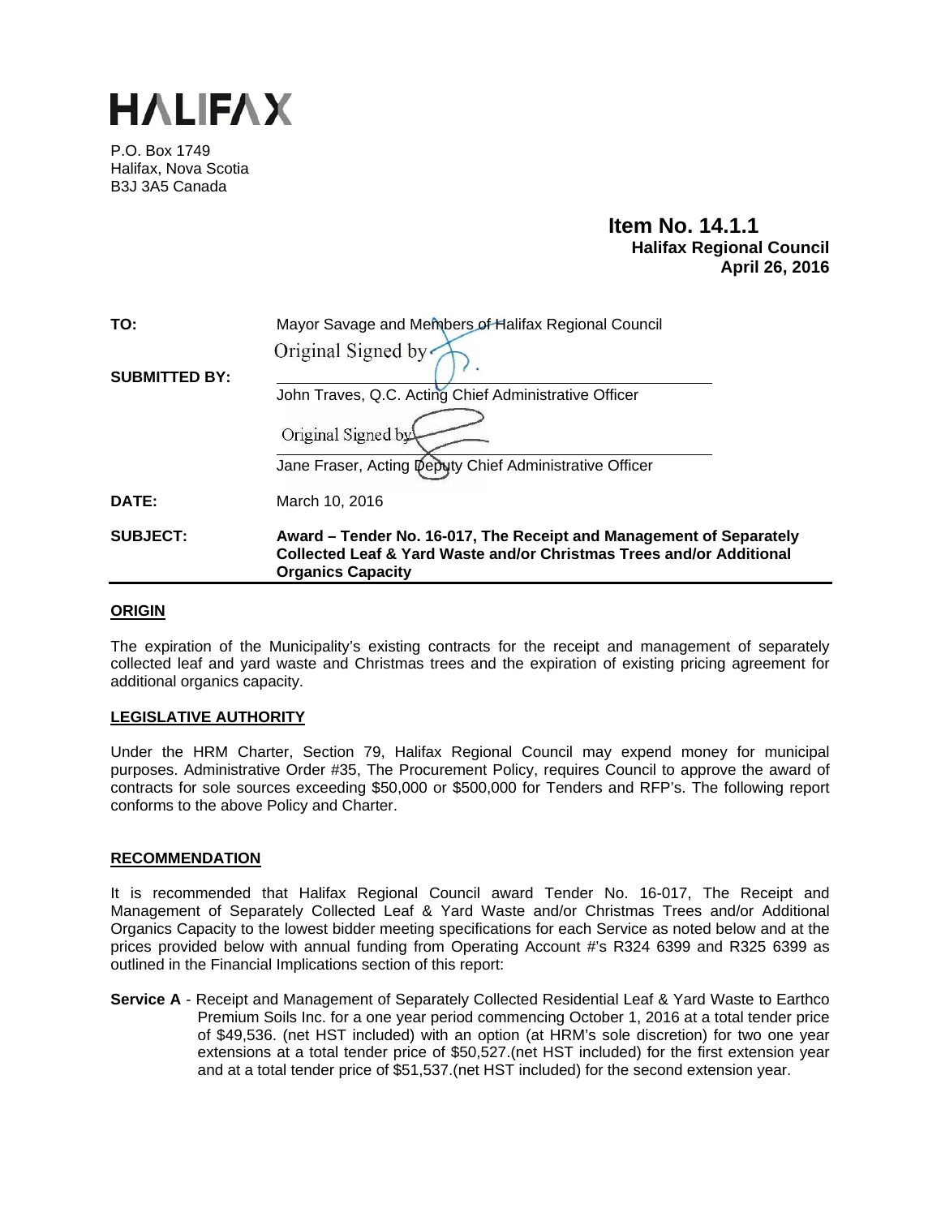# HALIFAX

P.O. Box 1749
Halifax, Nova Scotia
B3J 3A5 Canada

**Item No. 14.1.1**
**Halifax Regional Council**
**April 26, 2016**

**TO:** Mayor Savage and Members of Halifax Regional Council

**SUBMITTED BY:**

Original Signed by

John Traves, Q.C. Acting Chief Administrative Officer

Original Signed by

Jane Fraser, Acting Deputy Chief Administrative Officer

**DATE:** March 10, 2016

**SUBJECT:** **Award – Tender No. 16-017, The Receipt and Management of Separately Collected Leaf & Yard Waste and/or Christmas Trees and/or Additional Organics Capacity**

## ORIGIN

The expiration of the Municipality's existing contracts for the receipt and management of separately collected leaf and yard waste and Christmas trees and the expiration of existing pricing agreement for additional organics capacity.

## LEGISLATIVE AUTHORITY

Under the HRM Charter, Section 79, Halifax Regional Council may expend money for municipal purposes. Administrative Order #35, The Procurement Policy, requires Council to approve the award of contracts for sole sources exceeding $50,000 or $500,000 for Tenders and RFP's. The following report conforms to the above Policy and Charter.

## RECOMMENDATION

It is recommended that Halifax Regional Council award Tender No. 16-017, The Receipt and Management of Separately Collected Leaf & Yard Waste and/or Christmas Trees and/or Additional Organics Capacity to the lowest bidder meeting specifications for each Service as noted below and at the prices provided below with annual funding from Operating Account #'s R324 6399 and R325 6399 as outlined in the Financial Implications section of this report:

**Service A** - Receipt and Management of Separately Collected Residential Leaf & Yard Waste to Earthco Premium Soils Inc. for a one year period commencing October 1, 2016 at a total tender price of $49,536. (net HST included) with an option (at HRM's sole discretion) for two one year extensions at a total tender price of $50,527.(net HST included) for the first extension year and at a total tender price of $51,537.(net HST included) for the second extension year.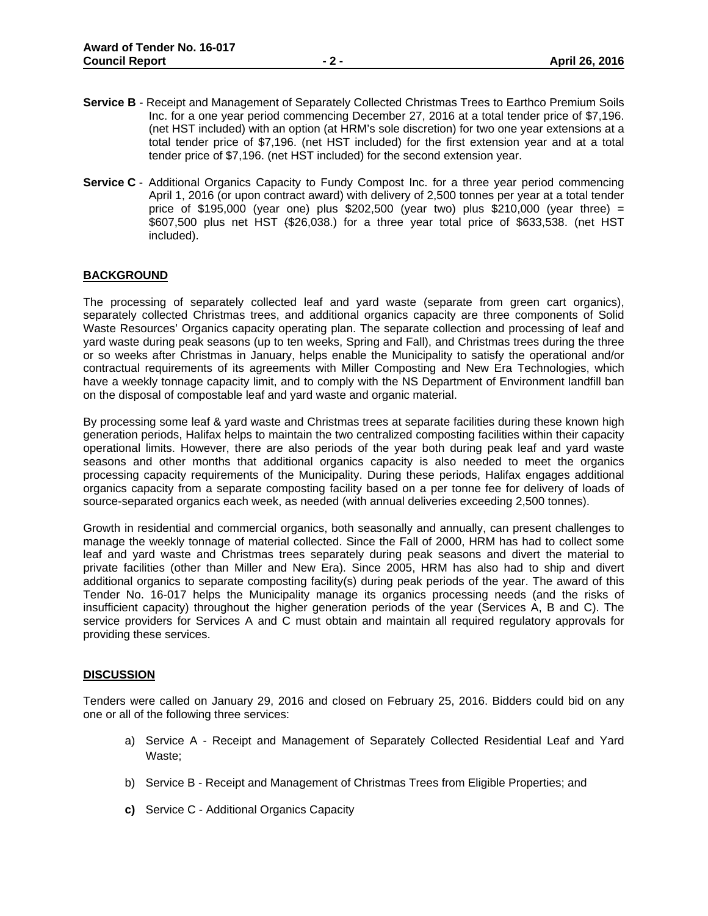**Service B** - Receipt and Management of Separately Collected Christmas Trees to Earthco Premium Soils Inc. for a one year period commencing December 27, 2016 at a total tender price of $7,196. (net HST included) with an option (at HRM's sole discretion) for two one year extensions at a total tender price of $7,196. (net HST included) for the first extension year and at a total tender price of $7,196. (net HST included) for the second extension year.

**Service C** - Additional Organics Capacity to Fundy Compost Inc. for a three year period commencing April 1, 2016 (or upon contract award) with delivery of 2,500 tonnes per year at a total tender price of $195,000 (year one) plus $202,500 (year two) plus $210,000 (year three) = $607,500 plus net HST ($26,038.) for a three year total price of $633,538. (net HST included).

## BACKGROUND

The processing of separately collected leaf and yard waste (separate from green cart organics), separately collected Christmas trees, and additional organics capacity are three components of Solid Waste Resources' Organics capacity operating plan. The separate collection and processing of leaf and yard waste during peak seasons (up to ten weeks, Spring and Fall), and Christmas trees during the three or so weeks after Christmas in January, helps enable the Municipality to satisfy the operational and/or contractual requirements of its agreements with Miller Composting and New Era Technologies, which have a weekly tonnage capacity limit, and to comply with the NS Department of Environment landfill ban on the disposal of compostable leaf and yard waste and organic material.

By processing some leaf & yard waste and Christmas trees at separate facilities during these known high generation periods, Halifax helps to maintain the two centralized composting facilities within their capacity operational limits. However, there are also periods of the year both during peak leaf and yard waste seasons and other months that additional organics capacity is also needed to meet the organics processing capacity requirements of the Municipality. During these periods, Halifax engages additional organics capacity from a separate composting facility based on a per tonne fee for delivery of loads of source-separated organics each week, as needed (with annual deliveries exceeding 2,500 tonnes).

Growth in residential and commercial organics, both seasonally and annually, can present challenges to manage the weekly tonnage of material collected. Since the Fall of 2000, HRM has had to collect some leaf and yard waste and Christmas trees separately during peak seasons and divert the material to private facilities (other than Miller and New Era). Since 2005, HRM has also had to ship and divert additional organics to separate composting facility(s) during peak periods of the year. The award of this Tender No. 16-017 helps the Municipality manage its organics processing needs (and the risks of insufficient capacity) throughout the higher generation periods of the year (Services A, B and C). The service providers for Services A and C must obtain and maintain all required regulatory approvals for providing these services.

## DISCUSSION

Tenders were called on January 29, 2016 and closed on February 25, 2016. Bidders could bid on any one or all of the following three services:

a) Service A - Receipt and Management of Separately Collected Residential Leaf and Yard Waste;

b) Service B - Receipt and Management of Christmas Trees from Eligible Properties; and

**c)** Service C - Additional Organics Capacity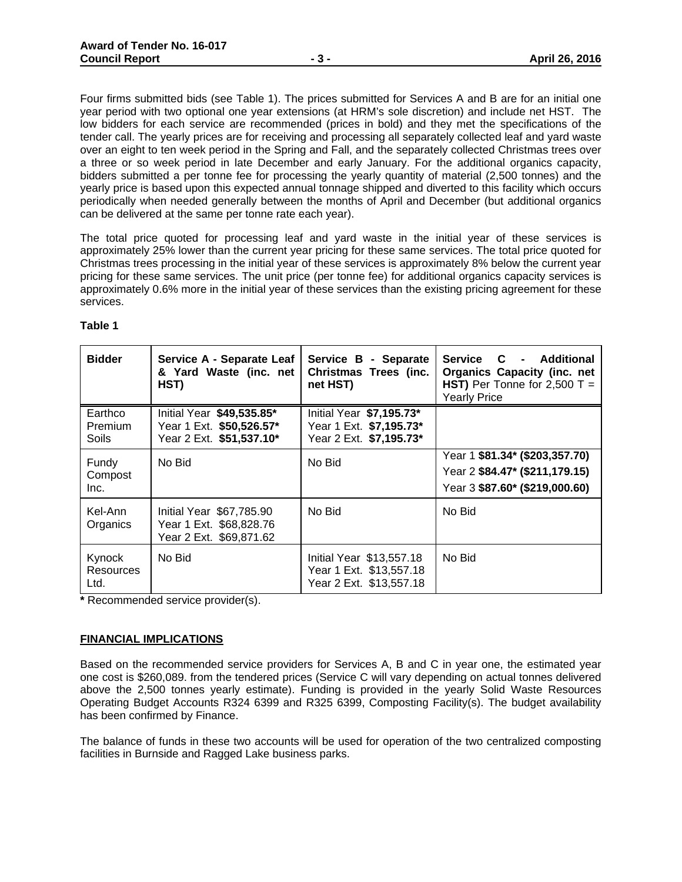Four firms submitted bids (see Table 1). The prices submitted for Services A and B are for an initial one year period with two optional one year extensions (at HRM's sole discretion) and include net HST. The low bidders for each service are recommended (prices in bold) and they met the specifications of the tender call. The yearly prices are for receiving and processing all separately collected leaf and yard waste over an eight to ten week period in the Spring and Fall, and the separately collected Christmas trees over a three or so week period in late December and early January. For the additional organics capacity, bidders submitted a per tonne fee for processing the yearly quantity of material (2,500 tonnes) and the yearly price is based upon this expected annual tonnage shipped and diverted to this facility which occurs periodically when needed generally between the months of April and December (but additional organics can be delivered at the same per tonne rate each year).

The total price quoted for processing leaf and yard waste in the initial year of these services is approximately 25% lower than the current year pricing for these same services. The total price quoted for Christmas trees processing in the initial year of these services is approximately 8% below the current year pricing for these same services. The unit price (per tonne fee) for additional organics capacity services is approximately 0.6% more in the initial year of these services than the existing pricing agreement for these services.

**Table 1**

| **Bidder** | **Service A - Separate Leaf & Yard Waste (inc. net HST)** | **Service B - Separate Christmas Trees (inc. net HST)** | **Service C - Additional Organics Capacity (inc. net HST)** Per Tonne for 2,500 T = Yearly Price |
|---|---|---|---|
| Earthco Premium Soils | Initial Year **$49,535.85***<br>Year 1 Ext. **$50,526.57***<br>Year 2 Ext. **$51,537.10*** | Initial Year **$7,195.73***<br>Year 1 Ext. **$7,195.73***<br>Year 2 Ext. **$7,195.73*** | |
| Fundy Compost Inc. | No Bid | No Bid | Year 1 **$81.34* ($203,357.70)**<br>Year 2 **$84.47* ($211,179.15)**<br>Year 3 **$87.60* ($219,000.60)** |
| Kel-Ann Organics | Initial Year $67,785.90<br>Year 1 Ext. $68,828.76<br>Year 2 Ext. $69,871.62 | No Bid | No Bid |
| Kynock Resources Ltd. | No Bid | Initial Year $13,557.18<br>Year 1 Ext. $13,557.18<br>Year 2 Ext. $13,557.18 | No Bid |

**\*** Recommended service provider(s).

## FINANCIAL IMPLICATIONS

Based on the recommended service providers for Services A, B and C in year one, the estimated year one cost is $260,089. from the tendered prices (Service C will vary depending on actual tonnes delivered above the 2,500 tonnes yearly estimate). Funding is provided in the yearly Solid Waste Resources Operating Budget Accounts R324 6399 and R325 6399, Composting Facility(s). The budget availability has been confirmed by Finance.

The balance of funds in these two accounts will be used for operation of the two centralized composting facilities in Burnside and Ragged Lake business parks.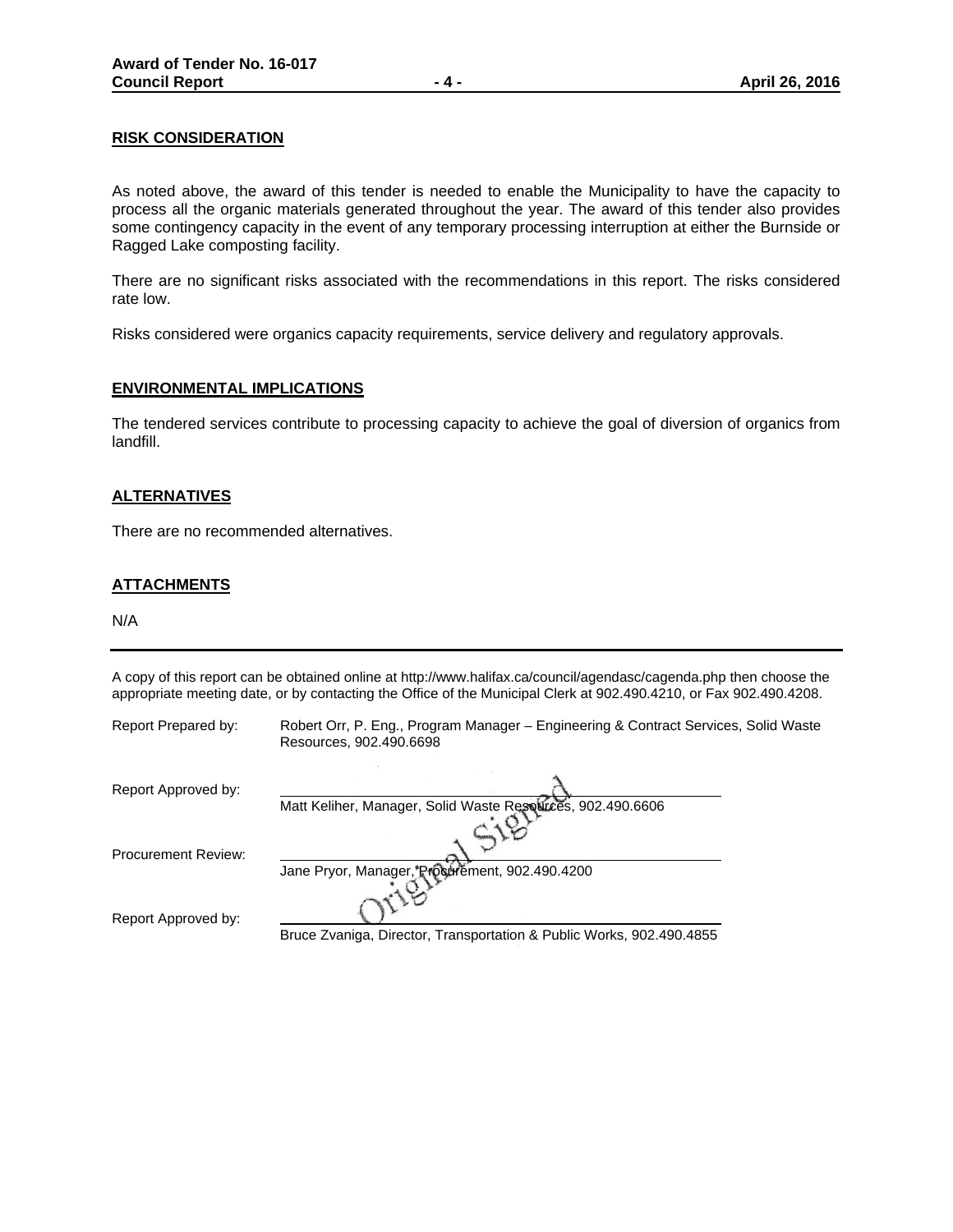## RISK CONSIDERATION

As noted above, the award of this tender is needed to enable the Municipality to have the capacity to process all the organic materials generated throughout the year. The award of this tender also provides some contingency capacity in the event of any temporary processing interruption at either the Burnside or Ragged Lake composting facility.

There are no significant risks associated with the recommendations in this report. The risks considered rate low.

Risks considered were organics capacity requirements, service delivery and regulatory approvals.

## ENVIRONMENTAL IMPLICATIONS

The tendered services contribute to processing capacity to achieve the goal of diversion of organics from landfill.

## ALTERNATIVES

There are no recommended alternatives.

## ATTACHMENTS

N/A

---

A copy of this report can be obtained online at http://www.halifax.ca/council/agendasc/cagenda.php then choose the appropriate meeting date, or by contacting the Office of the Municipal Clerk at 902.490.4210, or Fax 902.490.4208.

Report Prepared by: Robert Orr, P. Eng., Program Manager – Engineering & Contract Services, Solid Waste Resources, 902.490.6698

Report Approved by: Matt Keliher, Manager, Solid Waste Resources, 902.490.6606

Procurement Review: Jane Pryor, Manager, Procurement, 902.490.4200

Report Approved by: Bruce Zvaniga, Director, Transportation & Public Works, 902.490.4855

Original Signed